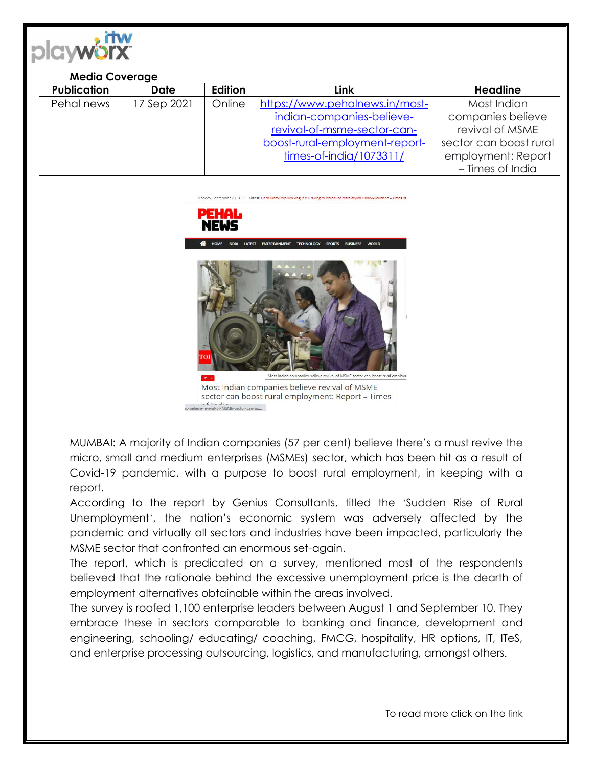**Media Coverage**

| Publication | Date | Edition | Link | Headline |
|---|---|---|---|---|
| Pehal news | 17 Sep 2021 | Online | https://www.pehalnews.in/most-indian-companies-believe-revival-of-msme-sector-can-boost-rural-employment-report-times-of-india/1073311/ | Most Indian companies believe revival of MSME sector can boost rural employment: Report – Times of India |

MUMBAI: A majority of Indian companies (57 per cent) believe there's a must revive the micro, small and medium enterprises (MSMEs) sector, which has been hit as a result of Covid-19 pandemic, with a purpose to boost rural employment, in keeping with a report.

According to the report by Genius Consultants, titled the 'Sudden Rise of Rural Unemployment', the nation's economic system was adversely affected by the pandemic and virtually all sectors and industries have been impacted, particularly the MSME sector that confronted an enormous set-again.

The report, which is predicated on a survey, mentioned most of the respondents believed that the rationale behind the excessive unemployment price is the dearth of employment alternatives obtainable within the areas involved.

The survey is roofed 1,100 enterprise leaders between August 1 and September 10. They embrace these in sectors comparable to banking and finance, development and engineering, schooling/ educating/ coaching, FMCG, hospitality, HR options, IT, ITeS, and enterprise processing outsourcing, logistics, and manufacturing, amongst others.

To read more click on the link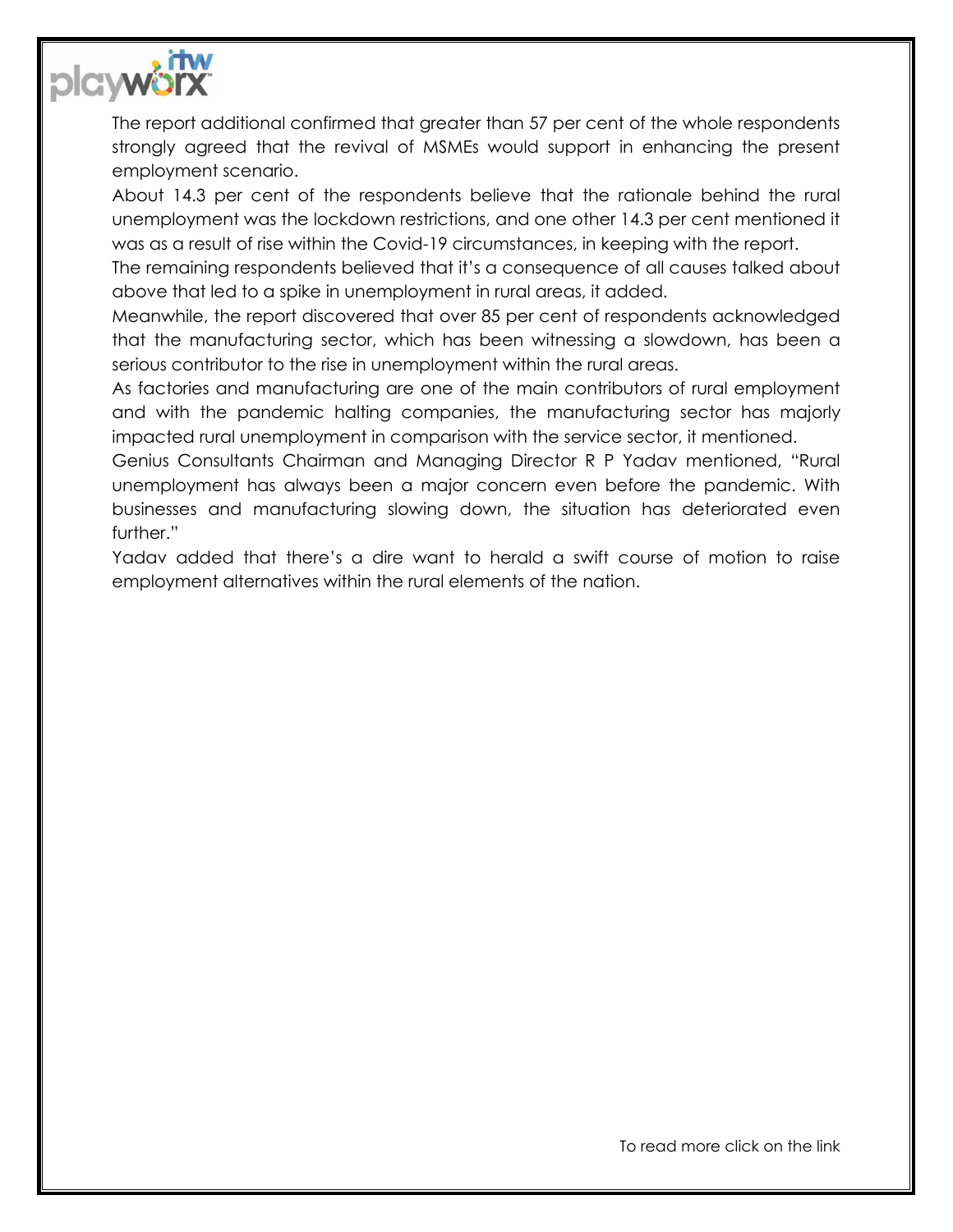The report additional confirmed that greater than 57 per cent of the whole respondents strongly agreed that the revival of MSMEs would support in enhancing the present employment scenario.

About 14.3 per cent of the respondents believe that the rationale behind the rural unemployment was the lockdown restrictions, and one other 14.3 per cent mentioned it was as a result of rise within the Covid-19 circumstances, in keeping with the report.

The remaining respondents believed that it's a consequence of all causes talked about above that led to a spike in unemployment in rural areas, it added.

Meanwhile, the report discovered that over 85 per cent of respondents acknowledged that the manufacturing sector, which has been witnessing a slowdown, has been a serious contributor to the rise in unemployment within the rural areas.

As factories and manufacturing are one of the main contributors of rural employment and with the pandemic halting companies, the manufacturing sector has majorly impacted rural unemployment in comparison with the service sector, it mentioned.

Genius Consultants Chairman and Managing Director R P Yadav mentioned, "Rural unemployment has always been a major concern even before the pandemic. With businesses and manufacturing slowing down, the situation has deteriorated even further."

Yadav added that there's a dire want to herald a swift course of motion to raise employment alternatives within the rural elements of the nation.

To read more click on the link